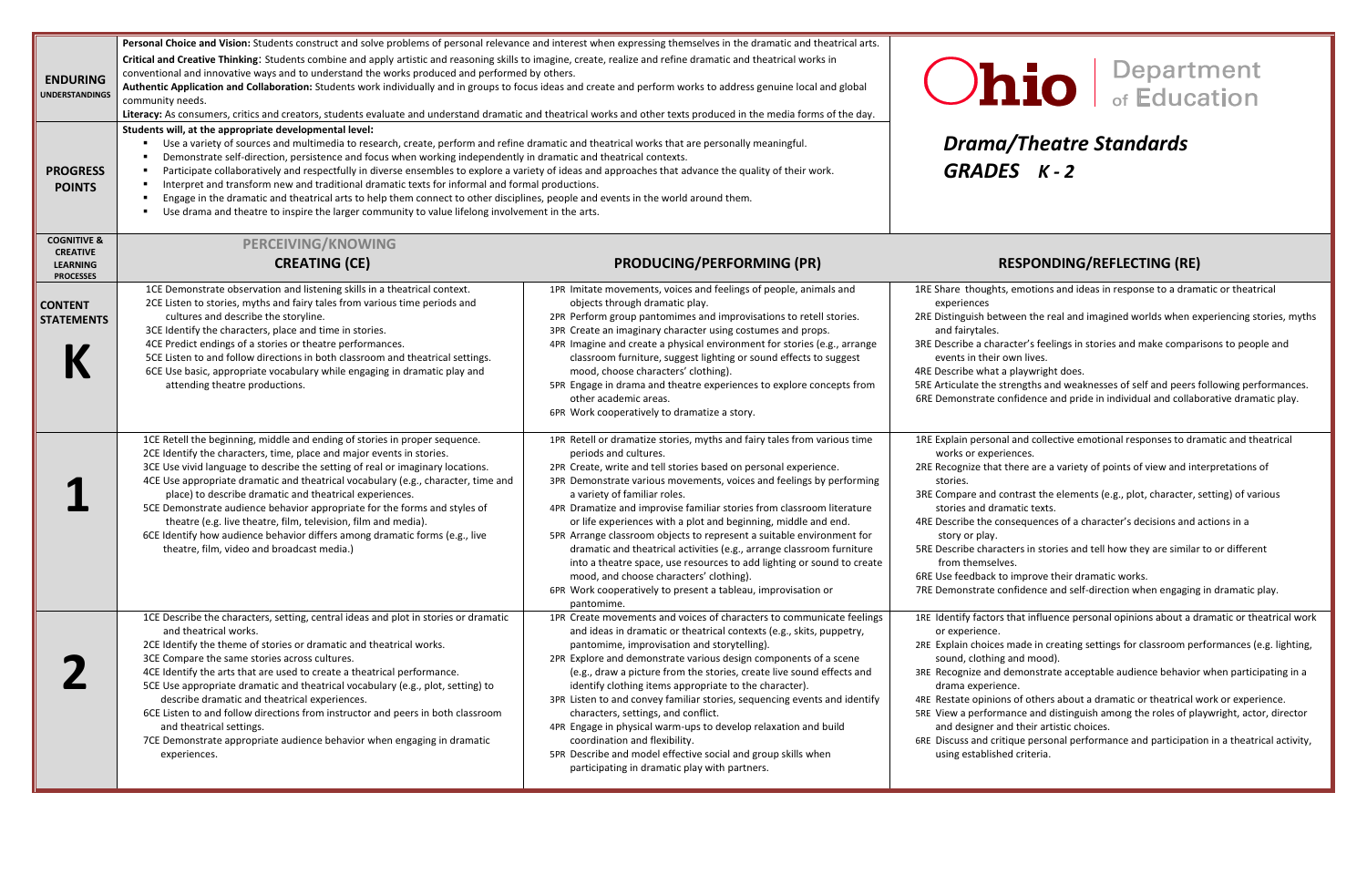# Ohio Department of Education

## *Drama/Theatre Standards GRADES K - 2*

| | |
|---|---|
| **ENDURING UNDERSTANDINGS** | **Personal Choice and Vision:** Students construct and solve problems of personal relevance and interest when expressing themselves in the dramatic and theatrical arts.<br>**Critical and Creative Thinking**: Students combine and apply artistic and reasoning skills to imagine, create, realize and refine dramatic and theatrical works in conventional and innovative ways and to understand the works produced and performed by others.<br>**Authentic Application and Collaboration:** Students work individually and in groups to focus ideas and create and perform works to address genuine local and global community needs.<br>**Literacy:** As consumers, critics and creators, students evaluate and understand dramatic and theatrical works and other texts produced in the media forms of the day. |
| **PROGRESS POINTS** | **Students will, at the appropriate developmental level:**<br>▪ Use a variety of sources and multimedia to research, create, perform and refine dramatic and theatrical works that are personally meaningful.<br>▪ Demonstrate self-direction, persistence and focus when working independently in dramatic and theatrical contexts.<br>▪ Participate collaboratively and respectfully in diverse ensembles to explore a variety of ideas and approaches that advance the quality of their work.<br>▪ Interpret and transform new and traditional dramatic texts for informal and formal productions.<br>▪ Engage in the dramatic and theatrical arts to help them connect to other disciplines, people and events in the world around them.<br>▪ Use drama and theatre to inspire the larger community to value lifelong involvement in the arts. |

| COGNITIVE & CREATIVE LEARNING PROCESSES | PERCEIVING/KNOWING<br>CREATING (CE) | PRODUCING/PERFORMING (PR) | RESPONDING/REFLECTING (RE) |
|---|---|---|---|
| **CONTENT STATEMENTS**<br>**K** | 1CE Demonstrate observation and listening skills in a theatrical context.<br>2CE Listen to stories, myths and fairy tales from various time periods and cultures and describe the storyline.<br>3CE Identify the characters, place and time in stories.<br>4CE Predict endings of a stories or theatre performances.<br>5CE Listen to and follow directions in both classroom and theatrical settings.<br>6CE Use basic, appropriate vocabulary while engaging in dramatic play and attending theatre productions. | 1PR Imitate movements, voices and feelings of people, animals and objects through dramatic play.<br>2PR Perform group pantomimes and improvisations to retell stories.<br>3PR Create an imaginary character using costumes and props.<br>4PR Imagine and create a physical environment for stories (e.g., arrange classroom furniture, suggest lighting or sound effects to suggest mood, choose characters' clothing).<br>5PR Engage in drama and theatre experiences to explore concepts from other academic areas.<br>6PR Work cooperatively to dramatize a story. | 1RE Share thoughts, emotions and ideas in response to a dramatic or theatrical experiences<br>2RE Distinguish between the real and imagined worlds when experiencing stories, myths and fairytales.<br>3RE Describe a character's feelings in stories and make comparisons to people and events in their own lives.<br>4RE Describe what a playwright does.<br>5RE Articulate the strengths and weaknesses of self and peers following performances.<br>6RE Demonstrate confidence and pride in individual and collaborative dramatic play. |
| **1** | 1CE Retell the beginning, middle and ending of stories in proper sequence.<br>2CE Identify the characters, time, place and major events in stories.<br>3CE Use vivid language to describe the setting of real or imaginary locations.<br>4CE Use appropriate dramatic and theatrical vocabulary (e.g., character, time and place) to describe dramatic and theatrical experiences.<br>5CE Demonstrate audience behavior appropriate for the forms and styles of theatre (e.g. live theatre, film, television, film and media).<br>6CE Identify how audience behavior differs among dramatic forms (e.g., live theatre, film, video and broadcast media.) | 1PR Retell or dramatize stories, myths and fairy tales from various time periods and cultures.<br>2PR Create, write and tell stories based on personal experience.<br>3PR Demonstrate various movements, voices and feelings by performing a variety of familiar roles.<br>4PR Dramatize and improvise familiar stories from classroom literature or life experiences with a plot and beginning, middle and end.<br>5PR Arrange classroom objects to represent a suitable environment for dramatic and theatrical activities (e.g., arrange classroom furniture into a theatre space, use resources to add lighting or sound to create mood, and choose characters' clothing).<br>6PR Work cooperatively to present a tableau, improvisation or pantomime. | 1RE Explain personal and collective emotional responses to dramatic and theatrical works or experiences.<br>2RE Recognize that there are a variety of points of view and interpretations of stories.<br>3RE Compare and contrast the elements (e.g., plot, character, setting) of various stories and dramatic texts.<br>4RE Describe the consequences of a character's decisions and actions in a story or play.<br>5RE Describe characters in stories and tell how they are similar to or different from themselves.<br>6RE Use feedback to improve their dramatic works.<br>7RE Demonstrate confidence and self-direction when engaging in dramatic play. |
| **2** | 1CE Describe the characters, setting, central ideas and plot in stories or dramatic and theatrical works.<br>2CE Identify the theme of stories or dramatic and theatrical works.<br>3CE Compare the same stories across cultures.<br>4CE Identify the arts that are used to create a theatrical performance.<br>5CE Use appropriate dramatic and theatrical vocabulary (e.g., plot, setting) to describe dramatic and theatrical experiences.<br>6CE Listen to and follow directions from instructor and peers in both classroom and theatrical settings.<br>7CE Demonstrate appropriate audience behavior when engaging in dramatic experiences. | 1PR Create movements and voices of characters to communicate feelings and ideas in dramatic or theatrical contexts (e.g., skits, puppetry, pantomime, improvisation and storytelling).<br>2PR Explore and demonstrate various design components of a scene (e.g., draw a picture from the stories, create live sound effects and identify clothing items appropriate to the character).<br>3PR Listen to and convey familiar stories, sequencing events and identify characters, settings, and conflict.<br>4PR Engage in physical warm-ups to develop relaxation and build coordination and flexibility.<br>5PR Describe and model effective social and group skills when participating in dramatic play with partners. | 1RE Identify factors that influence personal opinions about a dramatic or theatrical work or experience.<br>2RE Explain choices made in creating settings for classroom performances (e.g. lighting, sound, clothing and mood).<br>3RE Recognize and demonstrate acceptable audience behavior when participating in a drama experience.<br>4RE Restate opinions of others about a dramatic or theatrical work or experience.<br>5RE View a performance and distinguish among the roles of playwright, actor, director and designer and their artistic choices.<br>6RE Discuss and critique personal performance and participation in a theatrical activity, using established criteria. |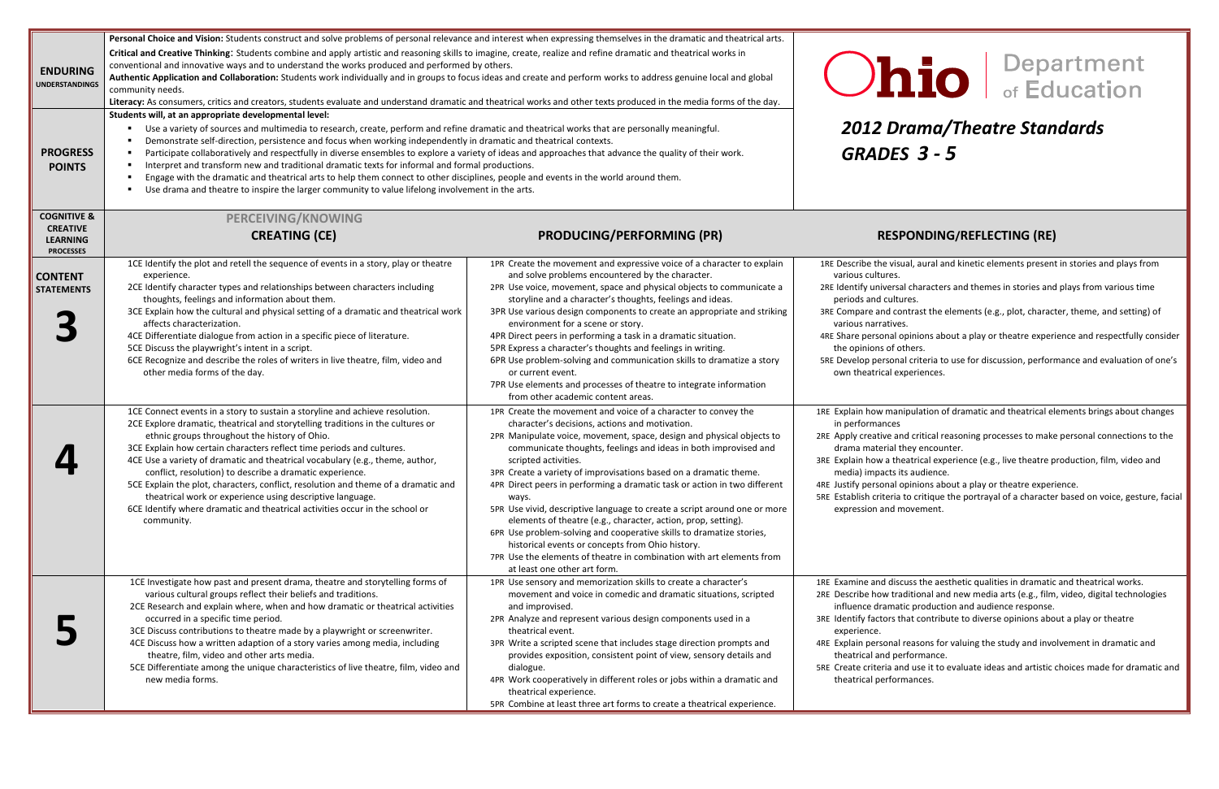# Ohio Department of Education

## 2012 Drama/Theatre Standards

## GRADES 3 - 5

| | | | |
|---|---|---|---|
| **ENDURING UNDERSTANDINGS** | **Personal Choice and Vision:** Students construct and solve problems of personal relevance and interest when expressing themselves in the dramatic and theatrical arts.<br>**Critical and Creative Thinking:** Students combine and apply artistic and reasoning skills to imagine, create, realize and refine dramatic and theatrical works in conventional and innovative ways and to understand the works produced and performed by others.<br>**Authentic Application and Collaboration:** Students work individually and in groups to focus ideas and create and perform works to address genuine local and global community needs.<br>**Literacy:** As consumers, critics and creators, students evaluate and understand dramatic and theatrical works and other texts produced in the media forms of the day. | | |
| **PROGRESS POINTS** | **Students will, at an appropriate developmental level:**<br>• Use a variety of sources and multimedia to research, create, perform and refine dramatic and theatrical works that are personally meaningful.<br>• Demonstrate self-direction, persistence and focus when working independently in dramatic and theatrical contexts.<br>• Participate collaboratively and respectfully in diverse ensembles to explore a variety of ideas and approaches that advance the quality of their work.<br>• Interpret and transform new and traditional dramatic texts for informal and formal productions.<br>• Engage with the dramatic and theatrical arts to help them connect to other disciplines, people and events in the world around them.<br>• Use drama and theatre to inspire the larger community to value lifelong involvement in the arts. | | |
| **COGNITIVE & CREATIVE LEARNING PROCESSES** | **PERCEIVING/KNOWING**<br>**CREATING (CE)** | **PRODUCING/PERFORMING (PR)** | **RESPONDING/REFLECTING (RE)** |
| **CONTENT STATEMENTS**<br><br>**3** | 1CE Identify the plot and retell the sequence of events in a story, play or theatre experience.<br>2CE Identify character types and relationships between characters including thoughts, feelings and information about them.<br>3CE Explain how the cultural and physical setting of a dramatic and theatrical work affects characterization.<br>4CE Differentiate dialogue from action in a specific piece of literature.<br>5CE Discuss the playwright's intent in a script.<br>6CE Recognize and describe the roles of writers in live theatre, film, video and other media forms of the day. | 1PR Create the movement and expressive voice of a character to explain and solve problems encountered by the character.<br>2PR Use voice, movement, space and physical objects to communicate a storyline and a character's thoughts, feelings and ideas.<br>3PR Use various design components to create an appropriate and striking environment for a scene or story.<br>4PR Direct peers in performing a task in a dramatic situation.<br>5PR Express a character's thoughts and feelings in writing.<br>6PR Use problem-solving and communication skills to dramatize a story or current event.<br>7PR Use elements and processes of theatre to integrate information from other academic content areas. | 1RE Describe the visual, aural and kinetic elements present in stories and plays from various cultures.<br>2RE Identify universal characters and themes in stories and plays from various time periods and cultures.<br>3RE Compare and contrast the elements (e.g., plot, character, theme, and setting) of various narratives.<br>4RE Share personal opinions about a play or theatre experience and respectfully consider the opinions of others.<br>5RE Develop personal criteria to use for discussion, performance and evaluation of one's own theatrical experiences. |
| **4** | 1CE Connect events in a story to sustain a storyline and achieve resolution.<br>2CE Explore dramatic, theatrical and storytelling traditions in the cultures or ethnic groups throughout the history of Ohio.<br>3CE Explain how certain characters reflect time periods and cultures.<br>4CE Use a variety of dramatic and theatrical vocabulary (e.g., theme, author, conflict, resolution) to describe a dramatic experience.<br>5CE Explain the plot, characters, conflict, resolution and theme of a dramatic and theatrical work or experience using descriptive language.<br>6CE Identify where dramatic and theatrical activities occur in the school or community. | 1PR Create the movement and voice of a character to convey the character's decisions, actions and motivation.<br>2PR Manipulate voice, movement, space, design and physical objects to communicate thoughts, feelings and ideas in both improvised and scripted activities.<br>3PR Create a variety of improvisations based on a dramatic theme.<br>4PR Direct peers in performing a dramatic task or action in two different ways.<br>5PR Use vivid, descriptive language to create a script around one or more elements of theatre (e.g., character, action, prop, setting).<br>6PR Use problem-solving and cooperative skills to dramatize stories, historical events or concepts from Ohio history.<br>7PR Use the elements of theatre in combination with art elements from at least one other art form. | 1RE Explain how manipulation of dramatic and theatrical elements brings about changes in performances<br>2RE Apply creative and critical reasoning processes to make personal connections to the drama material they encounter.<br>3RE Explain how a theatrical experience (e.g., live theatre production, film, video and media) impacts its audience.<br>4RE Justify personal opinions about a play or theatre experience.<br>5RE Establish criteria to critique the portrayal of a character based on voice, gesture, facial expression and movement. |
| **5** | 1CE Investigate how past and present drama, theatre and storytelling forms of various cultural groups reflect their beliefs and traditions.<br>2CE Research and explain where, when and how dramatic or theatrical activities occurred in a specific time period.<br>3CE Discuss contributions to theatre made by a playwright or screenwriter.<br>4CE Discuss how a written adaption of a story varies among media, including theatre, film, video and other arts media.<br>5CE Differentiate among the unique characteristics of live theatre, film, video and new media forms. | 1PR Use sensory and memorization skills to create a character's movement and voice in comedic and dramatic situations, scripted and improvised.<br>2PR Analyze and represent various design components used in a theatrical event.<br>3PR Write a scripted scene that includes stage direction prompts and provides exposition, consistent point of view, sensory details and dialogue.<br>4PR Work cooperatively in different roles or jobs within a dramatic and theatrical experience.<br>5PR Combine at least three art forms to create a theatrical experience. | 1RE Examine and discuss the aesthetic qualities in dramatic and theatrical works.<br>2RE Describe how traditional and new media arts (e.g., film, video, digital technologies influence dramatic production and audience response.<br>3RE Identify factors that contribute to diverse opinions about a play or theatre experience.<br>4RE Explain personal reasons for valuing the study and involvement in dramatic and theatrical and performance.<br>5RE Create criteria and use it to evaluate ideas and artistic choices made for dramatic and theatrical performances. |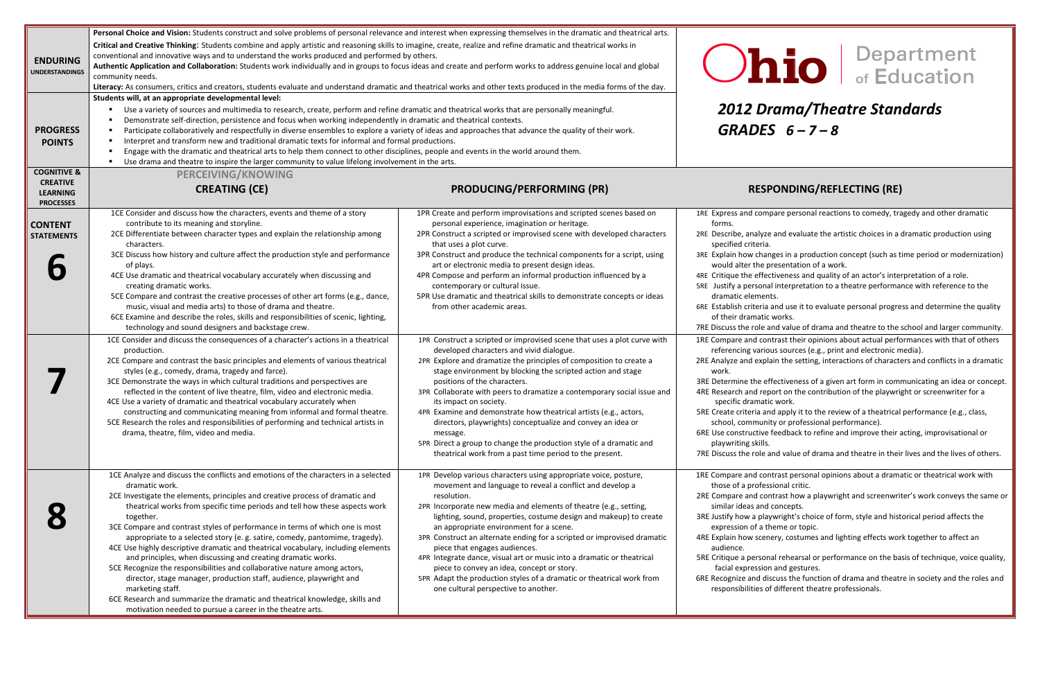# Ohio Department of Education

## 2012 Drama/Theatre Standards
## GRADES 6 – 7 – 8

| | | | |
|---|---|---|---|
| **ENDURING UNDERSTANDINGS** | **Personal Choice and Vision:** Students construct and solve problems of personal relevance and interest when expressing themselves in the dramatic and theatrical arts.<br>**Critical and Creative Thinking**: Students combine and apply artistic and reasoning skills to imagine, create, realize and refine dramatic and theatrical works in conventional and innovative ways and to understand the works produced and performed by others.<br>**Authentic Application and Collaboration:** Students work individually and in groups to focus ideas and create and perform works to address genuine local and global community needs.<br>**Literacy:** As consumers, critics and creators, students evaluate and understand dramatic and theatrical works and other texts produced in the media forms of the day. | | |
| **PROGRESS POINTS** | **Students will, at an appropriate developmental level:**<br>• Use a variety of sources and multimedia to research, create, perform and refine dramatic and theatrical works that are personally meaningful.<br>• Demonstrate self-direction, persistence and focus when working independently in dramatic and theatrical contexts.<br>• Participate collaboratively and respectfully in diverse ensembles to explore a variety of ideas and approaches that advance the quality of their work.<br>• Interpret and transform new and traditional dramatic texts for informal and formal productions.<br>• Engage with the dramatic and theatrical arts to help them connect to other disciplines, people and events in the world around them.<br>• Use drama and theatre to inspire the larger community to value lifelong involvement in the arts. | | |
| **COGNITIVE & CREATIVE LEARNING PROCESSES** | PERCEIVING/KNOWING<br>**CREATING (CE)** | **PRODUCING/PERFORMING (PR)** | **RESPONDING/REFLECTING (RE)** |
| **CONTENT STATEMENTS**<br>**6** | 1CE Consider and discuss how the characters, events and theme of a story contribute to its meaning and storyline.<br>2CE Differentiate between character types and explain the relationship among characters.<br>3CE Discuss how history and culture affect the production style and performance of plays.<br>4CE Use dramatic and theatrical vocabulary accurately when discussing and creating dramatic works.<br>5CE Compare and contrast the creative processes of other art forms (e.g., dance, music, visual and media arts) to those of drama and theatre.<br>6CE Examine and describe the roles, skills and responsibilities of scenic, lighting, technology and sound designers and backstage crew. | 1PR Create and perform improvisations and scripted scenes based on personal experience, imagination or heritage.<br>2PR Construct a scripted or improvised scene with developed characters that uses a plot curve.<br>3PR Construct and produce the technical components for a script, using art or electronic media to present design ideas.<br>4PR Compose and perform an informal production influenced by a contemporary or cultural issue.<br>5PR Use dramatic and theatrical skills to demonstrate concepts or ideas from other academic areas. | 1RE Express and compare personal reactions to comedy, tragedy and other dramatic forms.<br>2RE Describe, analyze and evaluate the artistic choices in a dramatic production using specified criteria.<br>3RE Explain how changes in a production concept (such as time period or modernization) would alter the presentation of a work.<br>4RE Critique the effectiveness and quality of an actor's interpretation of a role.<br>5RE Justify a personal interpretation to a theatre performance with reference to the dramatic elements.<br>6RE Establish criteria and use it to evaluate personal progress and determine the quality of their dramatic works.<br>7RE Discuss the role and value of drama and theatre to the school and larger community. |
| **7** | 1CE Consider and discuss the consequences of a character's actions in a theatrical production.<br>2CE Compare and contrast the basic principles and elements of various theatrical styles (e.g., comedy, drama, tragedy and farce).<br>3CE Demonstrate the ways in which cultural traditions and perspectives are reflected in the content of live theatre, film, video and electronic media.<br>4CE Use a variety of dramatic and theatrical vocabulary accurately when constructing and communicating meaning from informal and formal theatre.<br>5CE Research the roles and responsibilities of performing and technical artists in drama, theatre, film, video and media. | 1PR Construct a scripted or improvised scene that uses a plot curve with developed characters and vivid dialogue.<br>2PR Explore and dramatize the principles of composition to create a stage environment by blocking the scripted action and stage positions of the characters.<br>3PR Collaborate with peers to dramatize a contemporary social issue and its impact on society.<br>4PR Examine and demonstrate how theatrical artists (e.g., actors, directors, playwrights) conceptualize and convey an idea or message.<br>5PR Direct a group to change the production style of a dramatic and theatrical work from a past time period to the present. | 1RE Compare and contrast their opinions about actual performances with that of others referencing various sources (e.g., print and electronic media).<br>2RE Analyze and explain the setting, interactions of characters and conflicts in a dramatic work.<br>3RE Determine the effectiveness of a given art form in communicating an idea or concept.<br>4RE Research and report on the contribution of the playwright or screenwriter for a specific dramatic work.<br>5RE Create criteria and apply it to the review of a theatrical performance (e.g., class, school, community or professional performance).<br>6RE Use constructive feedback to refine and improve their acting, improvisational or playwriting skills.<br>7RE Discuss the role and value of drama and theatre in their lives and the lives of others. |
| **8** | 1CE Analyze and discuss the conflicts and emotions of the characters in a selected dramatic work.<br>2CE Investigate the elements, principles and creative process of dramatic and theatrical works from specific time periods and tell how these aspects work together.<br>3CE Compare and contrast styles of performance in terms of which one is most appropriate to a selected story (e. g. satire, comedy, pantomime, tragedy).<br>4CE Use highly descriptive dramatic and theatrical vocabulary, including elements and principles, when discussing and creating dramatic works.<br>5CE Recognize the responsibilities and collaborative nature among actors, director, stage manager, production staff, audience, playwright and marketing staff.<br>6CE Research and summarize the dramatic and theatrical knowledge, skills and motivation needed to pursue a career in the theatre arts. | 1PR Develop various characters using appropriate voice, posture, movement and language to reveal a conflict and develop a resolution.<br>2PR Incorporate new media and elements of theatre (e.g., setting, lighting, sound, properties, costume design and makeup) to create an appropriate environment for a scene.<br>3PR Construct an alternate ending for a scripted or improvised dramatic piece that engages audiences.<br>4PR Integrate dance, visual art or music into a dramatic or theatrical piece to convey an idea, concept or story.<br>5PR Adapt the production styles of a dramatic or theatrical work from one cultural perspective to another. | 1RE Compare and contrast personal opinions about a dramatic or theatrical work with those of a professional critic.<br>2RE Compare and contrast how a playwright and screenwriter's work conveys the same or similar ideas and concepts.<br>3RE Justify how a playwright's choice of form, style and historical period affects the expression of a theme or topic.<br>4RE Explain how scenery, costumes and lighting effects work together to affect an audience.<br>5RE Critique a personal rehearsal or performance on the basis of technique, voice quality, facial expression and gestures.<br>6RE Recognize and discuss the function of drama and theatre in society and the roles and responsibilities of different theatre professionals. |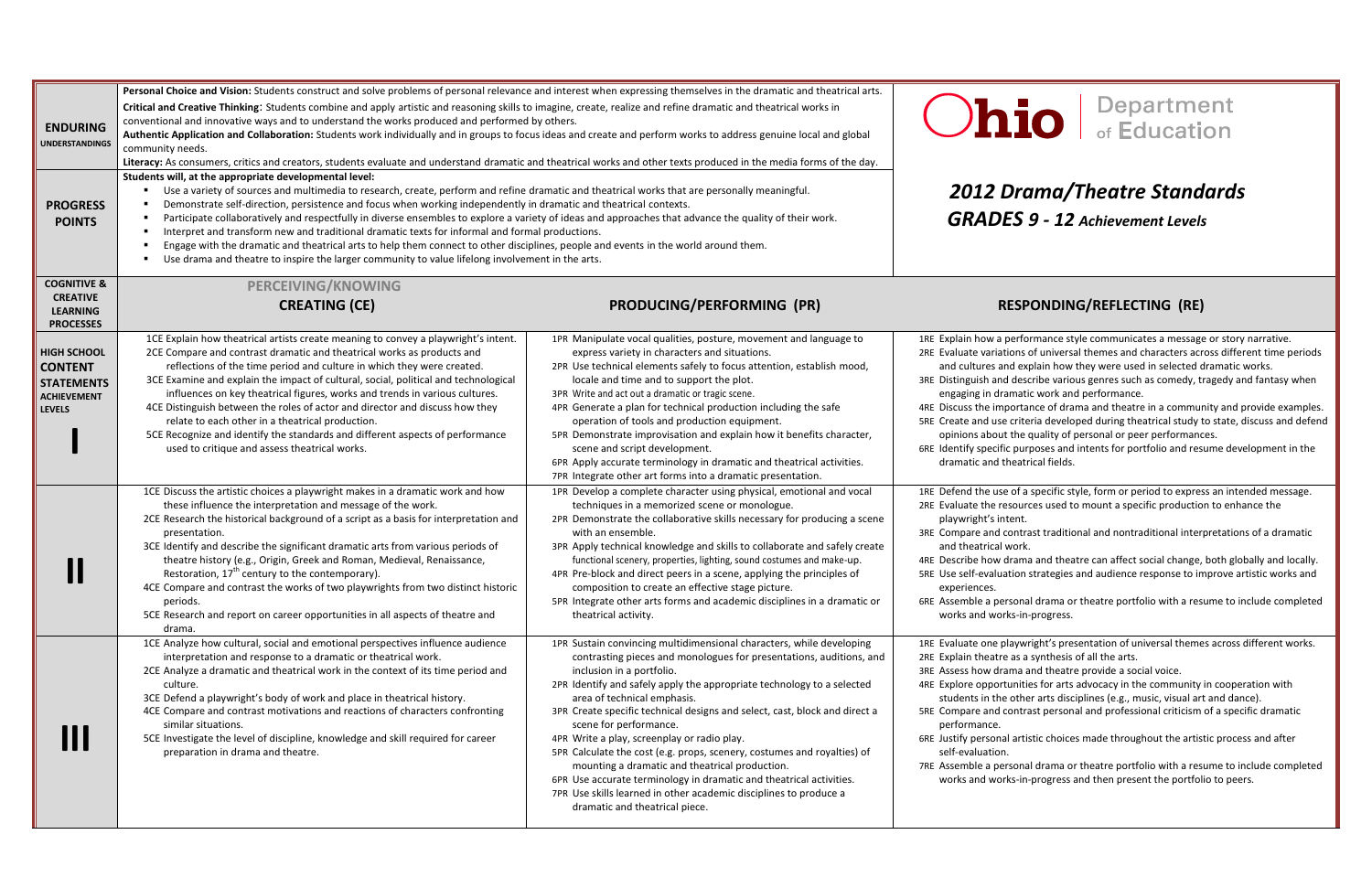# Ohio Department of Education

## 2012 Drama/Theatre Standards

### GRADES 9 - 12 Achievement Levels

| | |
|---|---|
| **ENDURING UNDERSTANDINGS** | **Personal Choice and Vision:** Students construct and solve problems of personal relevance and interest when expressing themselves in the dramatic and theatrical arts.<br>**Critical and Creative Thinking**: Students combine and apply artistic and reasoning skills to imagine, create, realize and refine dramatic and theatrical works in conventional and innovative ways and to understand the works produced and performed by others.<br>**Authentic Application and Collaboration:** Students work individually and in groups to focus ideas and create and perform works to address genuine local and global community needs.<br>**Literacy:** As consumers, critics and creators, students evaluate and understand dramatic and theatrical works and other texts produced in the media forms of the day. |
| **PROGRESS POINTS** | Students will, at the appropriate developmental level:<br>▪ Use a variety of sources and multimedia to research, create, perform and refine dramatic and theatrical works that are personally meaningful.<br>▪ Demonstrate self-direction, persistence and focus when working independently in dramatic and theatrical contexts.<br>▪ Participate collaboratively and respectfully in diverse ensembles to explore a variety of ideas and approaches that advance the quality of their work.<br>▪ Interpret and transform new and traditional dramatic texts for informal and formal productions.<br>▪ Engage with the dramatic and theatrical arts to help them connect to other disciplines, people and events in the world around them.<br>▪ Use drama and theatre to inspire the larger community to value lifelong involvement in the arts. |

| **COGNITIVE & CREATIVE LEARNING PROCESSES** | **PERCEIVING/KNOWING**<br>**CREATING (CE)** | **PRODUCING/PERFORMING (PR)** | **RESPONDING/REFLECTING (RE)** |
|---|---|---|---|
| **HIGH SCHOOL CONTENT STATEMENTS ACHIEVEMENT LEVELS**<br>**I** | 1CE Explain how theatrical artists create meaning to convey a playwright's intent.<br>2CE Compare and contrast dramatic and theatrical works as products and reflections of the time period and culture in which they were created.<br>3CE Examine and explain the impact of cultural, social, political and technological influences on key theatrical figures, works and trends in various cultures.<br>4CE Distinguish between the roles of actor and director and discuss how they relate to each other in a theatrical production.<br>5CE Recognize and identify the standards and different aspects of performance used to critique and assess theatrical works. | 1PR Manipulate vocal qualities, posture, movement and language to express variety in characters and situations.<br>2PR Use technical elements safely to focus attention, establish mood, locale and time and to support the plot.<br>3PR Write and act out a dramatic or tragic scene.<br>4PR Generate a plan for technical production including the safe operation of tools and production equipment.<br>5PR Demonstrate improvisation and explain how it benefits character, scene and script development.<br>6PR Apply accurate terminology in dramatic and theatrical activities.<br>7PR Integrate other art forms into a dramatic presentation. | 1RE Explain how a performance style communicates a message or story narrative.<br>2RE Evaluate variations of universal themes and characters across different time periods and cultures and explain how they were used in selected dramatic works.<br>3RE Distinguish and describe various genres such as comedy, tragedy and fantasy when engaging in dramatic work and performance.<br>4RE Discuss the importance of drama and theatre in a community and provide examples.<br>5RE Create and use criteria developed during theatrical study to state, discuss and defend opinions about the quality of personal or peer performances.<br>6RE Identify specific purposes and intents for portfolio and resume development in the dramatic and theatrical fields. |
| **II** | 1CE Discuss the artistic choices a playwright makes in a dramatic work and how these influence the interpretation and message of the work.<br>2CE Research the historical background of a script as a basis for interpretation and presentation.<br>3CE Identify and describe the significant dramatic arts from various periods of theatre history (e.g., Origin, Greek and Roman, Medieval, Renaissance, Restoration, 17th century to the contemporary).<br>4CE Compare and contrast the works of two playwrights from two distinct historic periods.<br>5CE Research and report on career opportunities in all aspects of theatre and drama. | 1PR Develop a complete character using physical, emotional and vocal techniques in a memorized scene or monologue.<br>2PR Demonstrate the collaborative skills necessary for producing a scene with an ensemble.<br>3PR Apply technical knowledge and skills to collaborate and safely create functional scenery, properties, lighting, sound costumes and make-up.<br>4PR Pre-block and direct peers in a scene, applying the principles of composition to create an effective stage picture.<br>5PR Integrate other arts forms and academic disciplines in a dramatic or theatrical activity. | 1RE Defend the use of a specific style, form or period to express an intended message.<br>2RE Evaluate the resources used to mount a specific production to enhance the playwright's intent.<br>3RE Compare and contrast traditional and nontraditional interpretations of a dramatic and theatrical work.<br>4RE Describe how drama and theatre can affect social change, both globally and locally.<br>5RE Use self-evaluation strategies and audience response to improve artistic works and experiences.<br>6RE Assemble a personal drama or theatre portfolio with a resume to include completed works and works-in-progress. |
| **III** | 1CE Analyze how cultural, social and emotional perspectives influence audience interpretation and response to a dramatic or theatrical work.<br>2CE Analyze a dramatic and theatrical work in the context of its time period and culture.<br>3CE Defend a playwright's body of work and place in theatrical history.<br>4CE Compare and contrast motivations and reactions of characters confronting similar situations.<br>5CE Investigate the level of discipline, knowledge and skill required for career preparation in drama and theatre. | 1PR Sustain convincing multidimensional characters, while developing contrasting pieces and monologues for presentations, auditions, and inclusion in a portfolio.<br>2PR Identify and safely apply the appropriate technology to a selected area of technical emphasis.<br>3PR Create specific technical designs and select, cast, block and direct a scene for performance.<br>4PR Write a play, screenplay or radio play.<br>5PR Calculate the cost (e.g. props, scenery, costumes and royalties) of mounting a dramatic and theatrical production.<br>6PR Use accurate terminology in dramatic and theatrical activities.<br>7PR Use skills learned in other academic disciplines to produce a dramatic and theatrical piece. | 1RE Evaluate one playwright's presentation of universal themes across different works.<br>2RE Explain theatre as a synthesis of all the arts.<br>3RE Assess how drama and theatre provide a social voice.<br>4RE Explore opportunities for arts advocacy in the community in cooperation with students in the other arts disciplines (e.g., music, visual art and dance).<br>5RE Compare and contrast personal and professional criticism of a specific dramatic performance.<br>6RE Justify personal artistic choices made throughout the artistic process and after self-evaluation.<br>7RE Assemble a personal drama or theatre portfolio with a resume to include completed works and works-in-progress and then present the portfolio to peers. |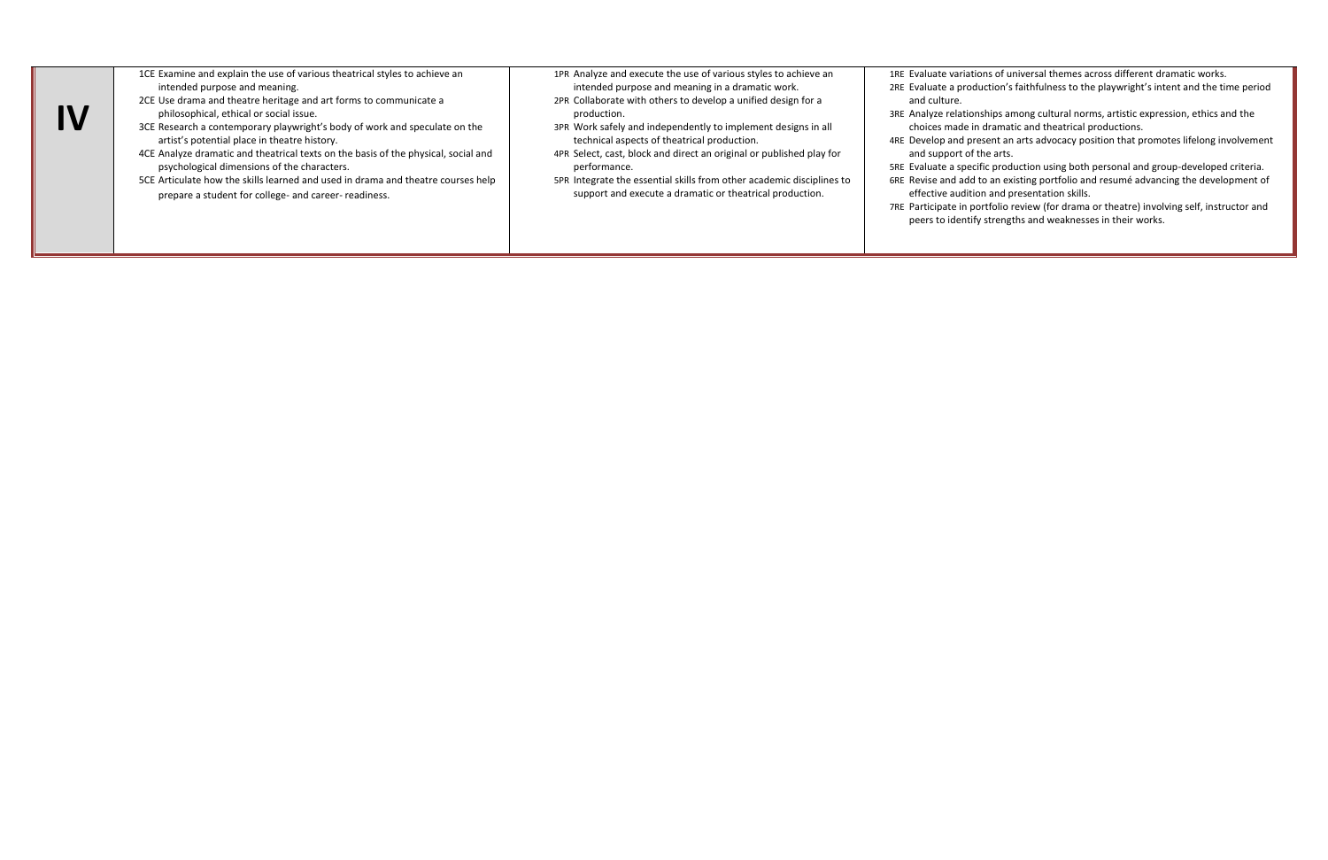| | | | |
|---|---|---|---|
| **IV** | 1CE Examine and explain the use of various theatrical styles to achieve an intended purpose and meaning.<br>2CE Use drama and theatre heritage and art forms to communicate a philosophical, ethical or social issue.<br>3CE Research a contemporary playwright's body of work and speculate on the artist's potential place in theatre history.<br>4CE Analyze dramatic and theatrical texts on the basis of the physical, social and psychological dimensions of the characters.<br>5CE Articulate how the skills learned and used in drama and theatre courses help prepare a student for college- and career- readiness. | 1PR Analyze and execute the use of various styles to achieve an intended purpose and meaning in a dramatic work.<br>2PR Collaborate with others to develop a unified design for a production.<br>3PR Work safely and independently to implement designs in all technical aspects of theatrical production.<br>4PR Select, cast, block and direct an original or published play for performance.<br>5PR Integrate the essential skills from other academic disciplines to support and execute a dramatic or theatrical production. | 1RE Evaluate variations of universal themes across different dramatic works.<br>2RE Evaluate a production's faithfulness to the playwright's intent and the time period and culture.<br>3RE Analyze relationships among cultural norms, artistic expression, ethics and the choices made in dramatic and theatrical productions.<br>4RE Develop and present an arts advocacy position that promotes lifelong involvement and support of the arts.<br>5RE Evaluate a specific production using both personal and group-developed criteria.<br>6RE Revise and add to an existing portfolio and resumé advancing the development of effective audition and presentation skills.<br>7RE Participate in portfolio review (for drama or theatre) involving self, instructor and peers to identify strengths and weaknesses in their works. |